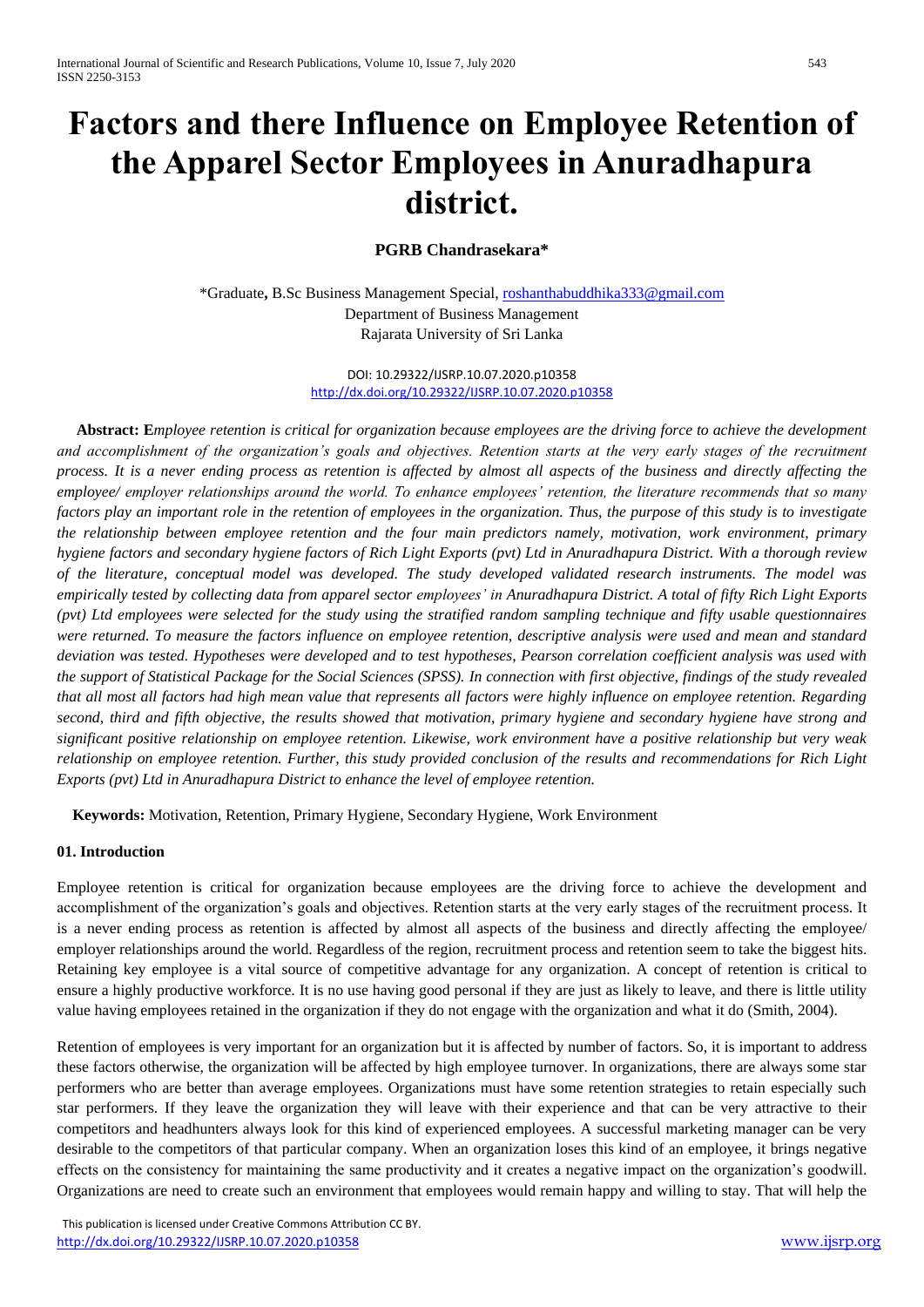# Factors and there Influence on Employee Retention of the Apparel Sector Employees in Anuradhapura district.

**PGRB Chandrasekara***

*Graduate, B.Sc Business Management Special, roshanthabuddhika333@gmail.com
Department of Business Management
Rajarata University of Sri Lanka

DOI: 10.29322/IJSRP.10.07.2020.p10358
http://dx.doi.org/10.29322/IJSRP.10.07.2020.p10358

**Abstract:** *Employee retention is critical for organization because employees are the driving force to achieve the development and accomplishment of the organization's goals and objectives. Retention starts at the very early stages of the recruitment process. It is a never ending process as retention is affected by almost all aspects of the business and directly affecting the employee/ employer relationships around the world. To enhance employees' retention, the literature recommends that so many factors play an important role in the retention of employees in the organization. Thus, the purpose of this study is to investigate the relationship between employee retention and the four main predictors namely, motivation, work environment, primary hygiene factors and secondary hygiene factors of Rich Light Exports (pvt) Ltd in Anuradhapura District. With a thorough review of the literature, conceptual model was developed. The study developed validated research instruments. The model was empirically tested by collecting data from apparel sector employees' in Anuradhapura District. A total of fifty Rich Light Exports (pvt) Ltd employees were selected for the study using the stratified random sampling technique and fifty usable questionnaires were returned. To measure the factors influence on employee retention, descriptive analysis were used and mean and standard deviation was tested. Hypotheses were developed and to test hypotheses, Pearson correlation coefficient analysis was used with the support of Statistical Package for the Social Sciences (SPSS). In connection with first objective, findings of the study revealed that all most all factors had high mean value that represents all factors were highly influence on employee retention. Regarding second, third and fifth objective, the results showed that motivation, primary hygiene and secondary hygiene have strong and significant positive relationship on employee retention. Likewise, work environment have a positive relationship but very weak relationship on employee retention. Further, this study provided conclusion of the results and recommendations for Rich Light Exports (pvt) Ltd in Anuradhapura District to enhance the level of employee retention.*

**Keywords:** Motivation, Retention, Primary Hygiene, Secondary Hygiene, Work Environment

## 01. Introduction

Employee retention is critical for organization because employees are the driving force to achieve the development and accomplishment of the organization's goals and objectives. Retention starts at the very early stages of the recruitment process. It is a never ending process as retention is affected by almost all aspects of the business and directly affecting the employee/ employer relationships around the world. Regardless of the region, recruitment process and retention seem to take the biggest hits. Retaining key employee is a vital source of competitive advantage for any organization. A concept of retention is critical to ensure a highly productive workforce. It is no use having good personal if they are just as likely to leave, and there is little utility value having employees retained in the organization if they do not engage with the organization and what it do (Smith, 2004).

Retention of employees is very important for an organization but it is affected by number of factors. So, it is important to address these factors otherwise, the organization will be affected by high employee turnover. In organizations, there are always some star performers who are better than average employees. Organizations must have some retention strategies to retain especially such star performers. If they leave the organization they will leave with their experience and that can be very attractive to their competitors and headhunters always look for this kind of experienced employees. A successful marketing manager can be very desirable to the competitors of that particular company. When an organization loses this kind of an employee, it brings negative effects on the consistency for maintaining the same productivity and it creates a negative impact on the organization's goodwill. Organizations are need to create such an environment that employees would remain happy and willing to stay. That will help the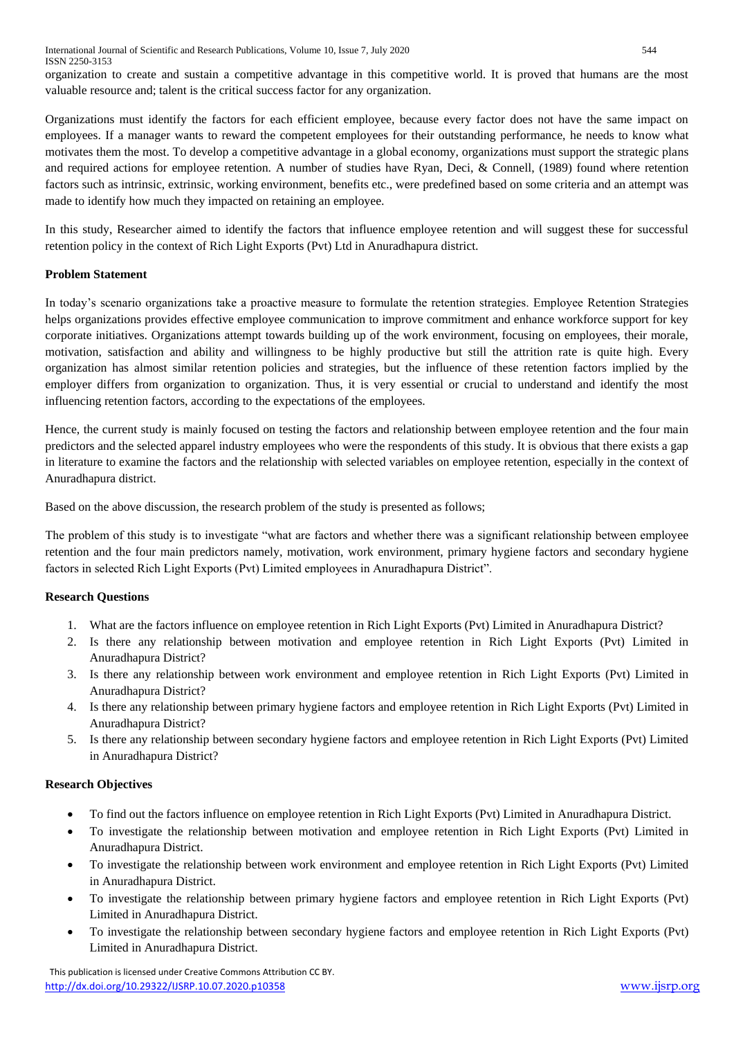organization to create and sustain a competitive advantage in this competitive world. It is proved that humans are the most valuable resource and; talent is the critical success factor for any organization.

Organizations must identify the factors for each efficient employee, because every factor does not have the same impact on employees. If a manager wants to reward the competent employees for their outstanding performance, he needs to know what motivates them the most. To develop a competitive advantage in a global economy, organizations must support the strategic plans and required actions for employee retention. A number of studies have Ryan, Deci, & Connell, (1989) found where retention factors such as intrinsic, extrinsic, working environment, benefits etc., were predefined based on some criteria and an attempt was made to identify how much they impacted on retaining an employee.

In this study, Researcher aimed to identify the factors that influence employee retention and will suggest these for successful retention policy in the context of Rich Light Exports (Pvt) Ltd in Anuradhapura district.

**Problem Statement**

In today's scenario organizations take a proactive measure to formulate the retention strategies. Employee Retention Strategies helps organizations provides effective employee communication to improve commitment and enhance workforce support for key corporate initiatives. Organizations attempt towards building up of the work environment, focusing on employees, their morale, motivation, satisfaction and ability and willingness to be highly productive but still the attrition rate is quite high. Every organization has almost similar retention policies and strategies, but the influence of these retention factors implied by the employer differs from organization to organization. Thus, it is very essential or crucial to understand and identify the most influencing retention factors, according to the expectations of the employees.

Hence, the current study is mainly focused on testing the factors and relationship between employee retention and the four main predictors and the selected apparel industry employees who were the respondents of this study. It is obvious that there exists a gap in literature to examine the factors and the relationship with selected variables on employee retention, especially in the context of Anuradhapura district.

Based on the above discussion, the research problem of the study is presented as follows;

The problem of this study is to investigate "what are factors and whether there was a significant relationship between employee retention and the four main predictors namely, motivation, work environment, primary hygiene factors and secondary hygiene factors in selected Rich Light Exports (Pvt) Limited employees in Anuradhapura District".

**Research Questions**

1. What are the factors influence on employee retention in Rich Light Exports (Pvt) Limited in Anuradhapura District?
2. Is there any relationship between motivation and employee retention in Rich Light Exports (Pvt) Limited in Anuradhapura District?
3. Is there any relationship between work environment and employee retention in Rich Light Exports (Pvt) Limited in Anuradhapura District?
4. Is there any relationship between primary hygiene factors and employee retention in Rich Light Exports (Pvt) Limited in Anuradhapura District?
5. Is there any relationship between secondary hygiene factors and employee retention in Rich Light Exports (Pvt) Limited in Anuradhapura District?

**Research Objectives**

- To find out the factors influence on employee retention in Rich Light Exports (Pvt) Limited in Anuradhapura District.
- To investigate the relationship between motivation and employee retention in Rich Light Exports (Pvt) Limited in Anuradhapura District.
- To investigate the relationship between work environment and employee retention in Rich Light Exports (Pvt) Limited in Anuradhapura District.
- To investigate the relationship between primary hygiene factors and employee retention in Rich Light Exports (Pvt) Limited in Anuradhapura District.
- To investigate the relationship between secondary hygiene factors and employee retention in Rich Light Exports (Pvt) Limited in Anuradhapura District.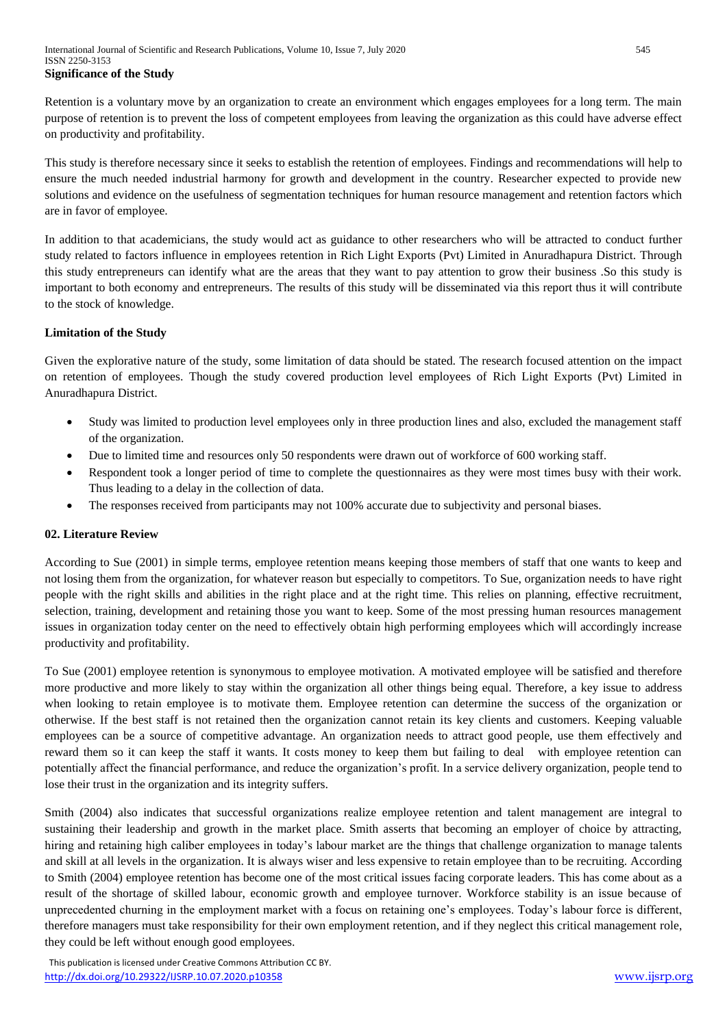**Significance of the Study**

Retention is a voluntary move by an organization to create an environment which engages employees for a long term. The main purpose of retention is to prevent the loss of competent employees from leaving the organization as this could have adverse effect on productivity and profitability.

This study is therefore necessary since it seeks to establish the retention of employees. Findings and recommendations will help to ensure the much needed industrial harmony for growth and development in the country. Researcher expected to provide new solutions and evidence on the usefulness of segmentation techniques for human resource management and retention factors which are in favor of employee.

In addition to that academicians, the study would act as guidance to other researchers who will be attracted to conduct further study related to factors influence in employees retention in Rich Light Exports (Pvt) Limited in Anuradhapura District. Through this study entrepreneurs can identify what are the areas that they want to pay attention to grow their business .So this study is important to both economy and entrepreneurs. The results of this study will be disseminated via this report thus it will contribute to the stock of knowledge.

**Limitation of the Study**

Given the explorative nature of the study, some limitation of data should be stated. The research focused attention on the impact on retention of employees. Though the study covered production level employees of Rich Light Exports (Pvt) Limited in Anuradhapura District.

- Study was limited to production level employees only in three production lines and also, excluded the management staff of the organization.
- Due to limited time and resources only 50 respondents were drawn out of workforce of 600 working staff.
- Respondent took a longer period of time to complete the questionnaires as they were most times busy with their work. Thus leading to a delay in the collection of data.
- The responses received from participants may not 100% accurate due to subjectivity and personal biases.

## 02. Literature Review

According to Sue (2001) in simple terms, employee retention means keeping those members of staff that one wants to keep and not losing them from the organization, for whatever reason but especially to competitors. To Sue, organization needs to have right people with the right skills and abilities in the right place and at the right time. This relies on planning, effective recruitment, selection, training, development and retaining those you want to keep. Some of the most pressing human resources management issues in organization today center on the need to effectively obtain high performing employees which will accordingly increase productivity and profitability.

To Sue (2001) employee retention is synonymous to employee motivation. A motivated employee will be satisfied and therefore more productive and more likely to stay within the organization all other things being equal. Therefore, a key issue to address when looking to retain employee is to motivate them. Employee retention can determine the success of the organization or otherwise. If the best staff is not retained then the organization cannot retain its key clients and customers. Keeping valuable employees can be a source of competitive advantage. An organization needs to attract good people, use them effectively and reward them so it can keep the staff it wants. It costs money to keep them but failing to deal with employee retention can potentially affect the financial performance, and reduce the organization's profit. In a service delivery organization, people tend to lose their trust in the organization and its integrity suffers.

Smith (2004) also indicates that successful organizations realize employee retention and talent management are integral to sustaining their leadership and growth in the market place. Smith asserts that becoming an employer of choice by attracting, hiring and retaining high caliber employees in today's labour market are the things that challenge organization to manage talents and skill at all levels in the organization. It is always wiser and less expensive to retain employee than to be recruiting. According to Smith (2004) employee retention has become one of the most critical issues facing corporate leaders. This has come about as a result of the shortage of skilled labour, economic growth and employee turnover. Workforce stability is an issue because of unprecedented churning in the employment market with a focus on retaining one's employees. Today's labour force is different, therefore managers must take responsibility for their own employment retention, and if they neglect this critical management role, they could be left without enough good employees.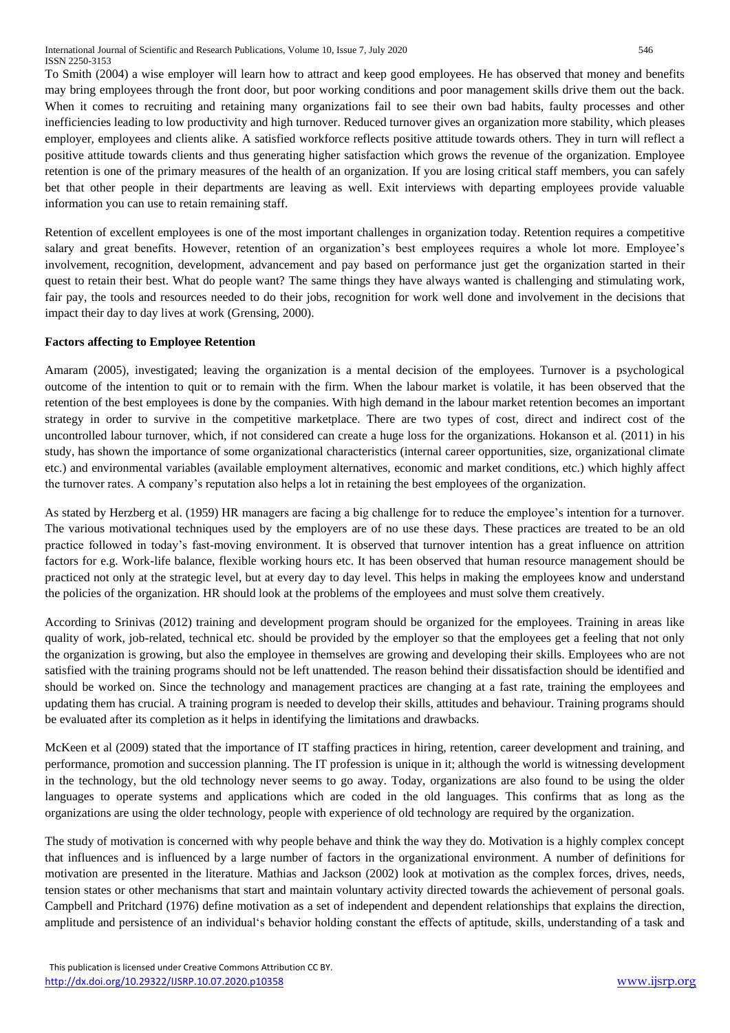To Smith (2004) a wise employer will learn how to attract and keep good employees. He has observed that money and benefits may bring employees through the front door, but poor working conditions and poor management skills drive them out the back. When it comes to recruiting and retaining many organizations fail to see their own bad habits, faulty processes and other inefficiencies leading to low productivity and high turnover. Reduced turnover gives an organization more stability, which pleases employer, employees and clients alike. A satisfied workforce reflects positive attitude towards others. They in turn will reflect a positive attitude towards clients and thus generating higher satisfaction which grows the revenue of the organization. Employee retention is one of the primary measures of the health of an organization. If you are losing critical staff members, you can safely bet that other people in their departments are leaving as well. Exit interviews with departing employees provide valuable information you can use to retain remaining staff.

Retention of excellent employees is one of the most important challenges in organization today. Retention requires a competitive salary and great benefits. However, retention of an organization's best employees requires a whole lot more. Employee's involvement, recognition, development, advancement and pay based on performance just get the organization started in their quest to retain their best. What do people want? The same things they have always wanted is challenging and stimulating work, fair pay, the tools and resources needed to do their jobs, recognition for work well done and involvement in the decisions that impact their day to day lives at work (Grensing, 2000).

**Factors affecting to Employee Retention**

Amaram (2005), investigated; leaving the organization is a mental decision of the employees. Turnover is a psychological outcome of the intention to quit or to remain with the firm. When the labour market is volatile, it has been observed that the retention of the best employees is done by the companies. With high demand in the labour market retention becomes an important strategy in order to survive in the competitive marketplace. There are two types of cost, direct and indirect cost of the uncontrolled labour turnover, which, if not considered can create a huge loss for the organizations. Hokanson et al. (2011) in his study, has shown the importance of some organizational characteristics (internal career opportunities, size, organizational climate etc.) and environmental variables (available employment alternatives, economic and market conditions, etc.) which highly affect the turnover rates. A company's reputation also helps a lot in retaining the best employees of the organization.

As stated by Herzberg et al. (1959) HR managers are facing a big challenge for to reduce the employee's intention for a turnover. The various motivational techniques used by the employers are of no use these days. These practices are treated to be an old practice followed in today's fast-moving environment. It is observed that turnover intention has a great influence on attrition factors for e.g. Work-life balance, flexible working hours etc. It has been observed that human resource management should be practiced not only at the strategic level, but at every day to day level. This helps in making the employees know and understand the policies of the organization. HR should look at the problems of the employees and must solve them creatively.

According to Srinivas (2012) training and development program should be organized for the employees. Training in areas like quality of work, job-related, technical etc. should be provided by the employer so that the employees get a feeling that not only the organization is growing, but also the employee in themselves are growing and developing their skills. Employees who are not satisfied with the training programs should not be left unattended. The reason behind their dissatisfaction should be identified and should be worked on. Since the technology and management practices are changing at a fast rate, training the employees and updating them has crucial. A training program is needed to develop their skills, attitudes and behaviour. Training programs should be evaluated after its completion as it helps in identifying the limitations and drawbacks.

McKeen et al (2009) stated that the importance of IT staffing practices in hiring, retention, career development and training, and performance, promotion and succession planning. The IT profession is unique in it; although the world is witnessing development in the technology, but the old technology never seems to go away. Today, organizations are also found to be using the older languages to operate systems and applications which are coded in the old languages. This confirms that as long as the organizations are using the older technology, people with experience of old technology are required by the organization.

The study of motivation is concerned with why people behave and think the way they do. Motivation is a highly complex concept that influences and is influenced by a large number of factors in the organizational environment. A number of definitions for motivation are presented in the literature. Mathias and Jackson (2002) look at motivation as the complex forces, drives, needs, tension states or other mechanisms that start and maintain voluntary activity directed towards the achievement of personal goals. Campbell and Pritchard (1976) define motivation as a set of independent and dependent relationships that explains the direction, amplitude and persistence of an individual's behavior holding constant the effects of aptitude, skills, understanding of a task and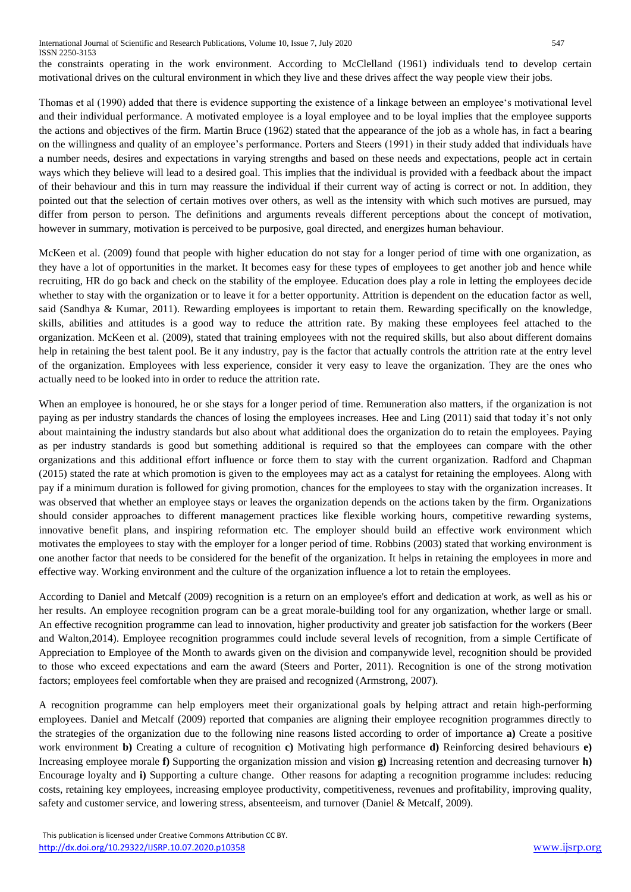the constraints operating in the work environment. According to McClelland (1961) individuals tend to develop certain motivational drives on the cultural environment in which they live and these drives affect the way people view their jobs.

Thomas et al (1990) added that there is evidence supporting the existence of a linkage between an employee's motivational level and their individual performance. A motivated employee is a loyal employee and to be loyal implies that the employee supports the actions and objectives of the firm. Martin Bruce (1962) stated that the appearance of the job as a whole has, in fact a bearing on the willingness and quality of an employee's performance. Porters and Steers (1991) in their study added that individuals have a number needs, desires and expectations in varying strengths and based on these needs and expectations, people act in certain ways which they believe will lead to a desired goal. This implies that the individual is provided with a feedback about the impact of their behaviour and this in turn may reassure the individual if their current way of acting is correct or not. In addition, they pointed out that the selection of certain motives over others, as well as the intensity with which such motives are pursued, may differ from person to person. The definitions and arguments reveals different perceptions about the concept of motivation, however in summary, motivation is perceived to be purposive, goal directed, and energizes human behaviour.

McKeen et al. (2009) found that people with higher education do not stay for a longer period of time with one organization, as they have a lot of opportunities in the market. It becomes easy for these types of employees to get another job and hence while recruiting, HR do go back and check on the stability of the employee. Education does play a role in letting the employees decide whether to stay with the organization or to leave it for a better opportunity. Attrition is dependent on the education factor as well, said (Sandhya & Kumar, 2011). Rewarding employees is important to retain them. Rewarding specifically on the knowledge, skills, abilities and attitudes is a good way to reduce the attrition rate. By making these employees feel attached to the organization. McKeen et al. (2009), stated that training employees with not the required skills, but also about different domains help in retaining the best talent pool. Be it any industry, pay is the factor that actually controls the attrition rate at the entry level of the organization. Employees with less experience, consider it very easy to leave the organization. They are the ones who actually need to be looked into in order to reduce the attrition rate.

When an employee is honoured, he or she stays for a longer period of time. Remuneration also matters, if the organization is not paying as per industry standards the chances of losing the employees increases. Hee and Ling (2011) said that today it's not only about maintaining the industry standards but also about what additional does the organization do to retain the employees. Paying as per industry standards is good but something additional is required so that the employees can compare with the other organizations and this additional effort influence or force them to stay with the current organization. Radford and Chapman (2015) stated the rate at which promotion is given to the employees may act as a catalyst for retaining the employees. Along with pay if a minimum duration is followed for giving promotion, chances for the employees to stay with the organization increases. It was observed that whether an employee stays or leaves the organization depends on the actions taken by the firm. Organizations should consider approaches to different management practices like flexible working hours, competitive rewarding systems, innovative benefit plans, and inspiring reformation etc. The employer should build an effective work environment which motivates the employees to stay with the employer for a longer period of time. Robbins (2003) stated that working environment is one another factor that needs to be considered for the benefit of the organization. It helps in retaining the employees in more and effective way. Working environment and the culture of the organization influence a lot to retain the employees.

According to Daniel and Metcalf (2009) recognition is a return on an employee's effort and dedication at work, as well as his or her results. An employee recognition program can be a great morale-building tool for any organization, whether large or small. An effective recognition programme can lead to innovation, higher productivity and greater job satisfaction for the workers (Beer and Walton,2014). Employee recognition programmes could include several levels of recognition, from a simple Certificate of Appreciation to Employee of the Month to awards given on the division and companywide level, recognition should be provided to those who exceed expectations and earn the award (Steers and Porter, 2011). Recognition is one of the strong motivation factors; employees feel comfortable when they are praised and recognized (Armstrong, 2007).

A recognition programme can help employers meet their organizational goals by helping attract and retain high-performing employees. Daniel and Metcalf (2009) reported that companies are aligning their employee recognition programmes directly to the strategies of the organization due to the following nine reasons listed according to order of importance **a)** Create a positive work environment **b)** Creating a culture of recognition **c)** Motivating high performance **d)** Reinforcing desired behaviours **e)** Increasing employee morale **f)** Supporting the organization mission and vision **g)** Increasing retention and decreasing turnover **h)** Encourage loyalty and **i)** Supporting a culture change. Other reasons for adapting a recognition programme includes: reducing costs, retaining key employees, increasing employee productivity, competitiveness, revenues and profitability, improving quality, safety and customer service, and lowering stress, absenteeism, and turnover (Daniel & Metcalf, 2009).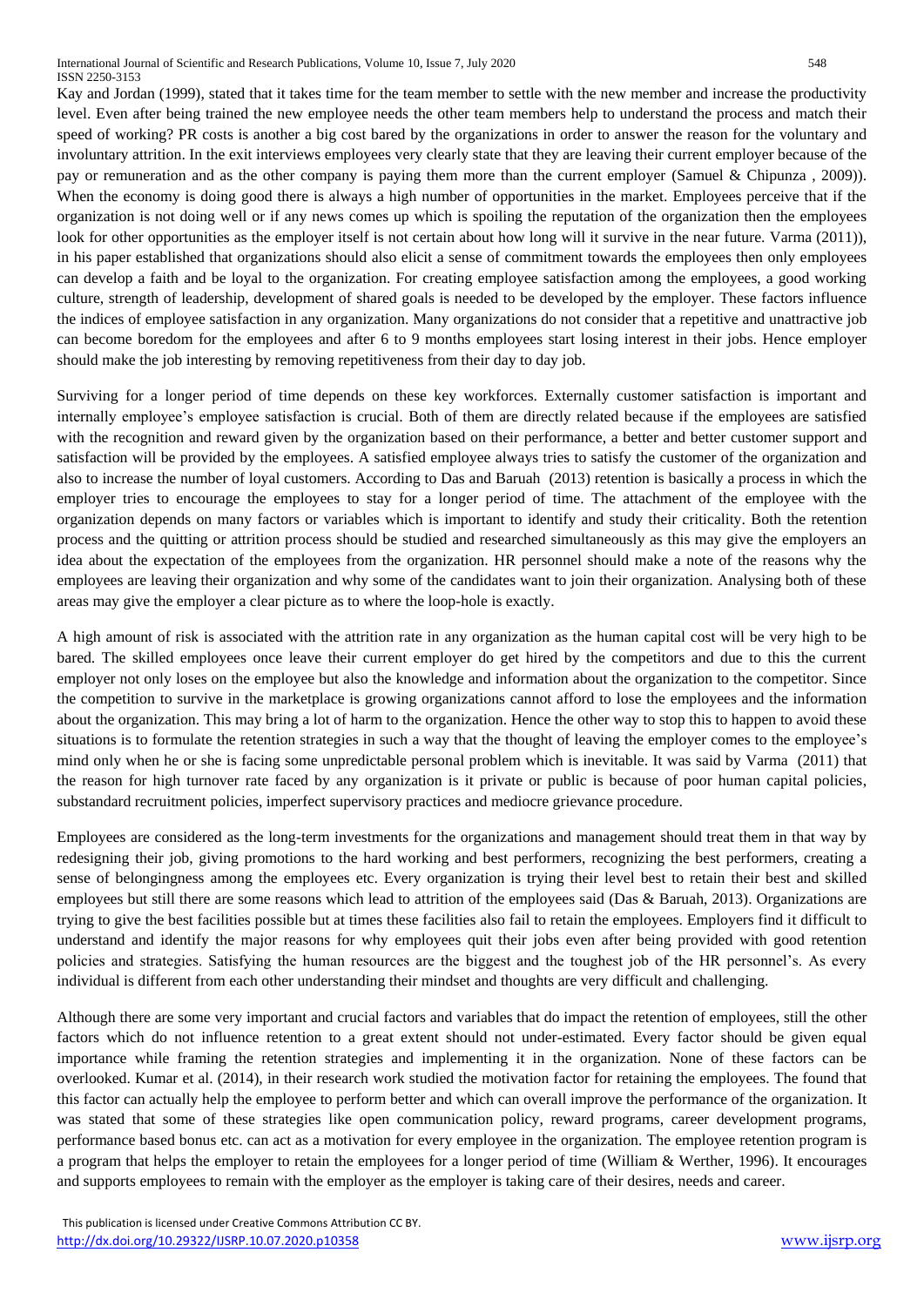Kay and Jordan (1999), stated that it takes time for the team member to settle with the new member and increase the productivity level. Even after being trained the new employee needs the other team members help to understand the process and match their speed of working? PR costs is another a big cost bared by the organizations in order to answer the reason for the voluntary and involuntary attrition. In the exit interviews employees very clearly state that they are leaving their current employer because of the pay or remuneration and as the other company is paying them more than the current employer (Samuel & Chipunza , 2009)). When the economy is doing good there is always a high number of opportunities in the market. Employees perceive that if the organization is not doing well or if any news comes up which is spoiling the reputation of the organization then the employees look for other opportunities as the employer itself is not certain about how long will it survive in the near future. Varma (2011)), in his paper established that organizations should also elicit a sense of commitment towards the employees then only employees can develop a faith and be loyal to the organization. For creating employee satisfaction among the employees, a good working culture, strength of leadership, development of shared goals is needed to be developed by the employer. These factors influence the indices of employee satisfaction in any organization. Many organizations do not consider that a repetitive and unattractive job can become boredom for the employees and after 6 to 9 months employees start losing interest in their jobs. Hence employer should make the job interesting by removing repetitiveness from their day to day job.

Surviving for a longer period of time depends on these key workforces. Externally customer satisfaction is important and internally employee's employee satisfaction is crucial. Both of them are directly related because if the employees are satisfied with the recognition and reward given by the organization based on their performance, a better and better customer support and satisfaction will be provided by the employees. A satisfied employee always tries to satisfy the customer of the organization and also to increase the number of loyal customers. According to Das and Baruah (2013) retention is basically a process in which the employer tries to encourage the employees to stay for a longer period of time. The attachment of the employee with the organization depends on many factors or variables which is important to identify and study their criticality. Both the retention process and the quitting or attrition process should be studied and researched simultaneously as this may give the employers an idea about the expectation of the employees from the organization. HR personnel should make a note of the reasons why the employees are leaving their organization and why some of the candidates want to join their organization. Analysing both of these areas may give the employer a clear picture as to where the loop-hole is exactly.

A high amount of risk is associated with the attrition rate in any organization as the human capital cost will be very high to be bared. The skilled employees once leave their current employer do get hired by the competitors and due to this the current employer not only loses on the employee but also the knowledge and information about the organization to the competitor. Since the competition to survive in the marketplace is growing organizations cannot afford to lose the employees and the information about the organization. This may bring a lot of harm to the organization. Hence the other way to stop this to happen to avoid these situations is to formulate the retention strategies in such a way that the thought of leaving the employer comes to the employee's mind only when he or she is facing some unpredictable personal problem which is inevitable. It was said by Varma (2011) that the reason for high turnover rate faced by any organization is it private or public is because of poor human capital policies, substandard recruitment policies, imperfect supervisory practices and mediocre grievance procedure.

Employees are considered as the long-term investments for the organizations and management should treat them in that way by redesigning their job, giving promotions to the hard working and best performers, recognizing the best performers, creating a sense of belongingness among the employees etc. Every organization is trying their level best to retain their best and skilled employees but still there are some reasons which lead to attrition of the employees said (Das & Baruah, 2013). Organizations are trying to give the best facilities possible but at times these facilities also fail to retain the employees. Employers find it difficult to understand and identify the major reasons for why employees quit their jobs even after being provided with good retention policies and strategies. Satisfying the human resources are the biggest and the toughest job of the HR personnel's. As every individual is different from each other understanding their mindset and thoughts are very difficult and challenging.

Although there are some very important and crucial factors and variables that do impact the retention of employees, still the other factors which do not influence retention to a great extent should not under-estimated. Every factor should be given equal importance while framing the retention strategies and implementing it in the organization. None of these factors can be overlooked. Kumar et al. (2014), in their research work studied the motivation factor for retaining the employees. The found that this factor can actually help the employee to perform better and which can overall improve the performance of the organization. It was stated that some of these strategies like open communication policy, reward programs, career development programs, performance based bonus etc. can act as a motivation for every employee in the organization. The employee retention program is a program that helps the employer to retain the employees for a longer period of time (William & Werther, 1996). It encourages and supports employees to remain with the employer as the employer is taking care of their desires, needs and career.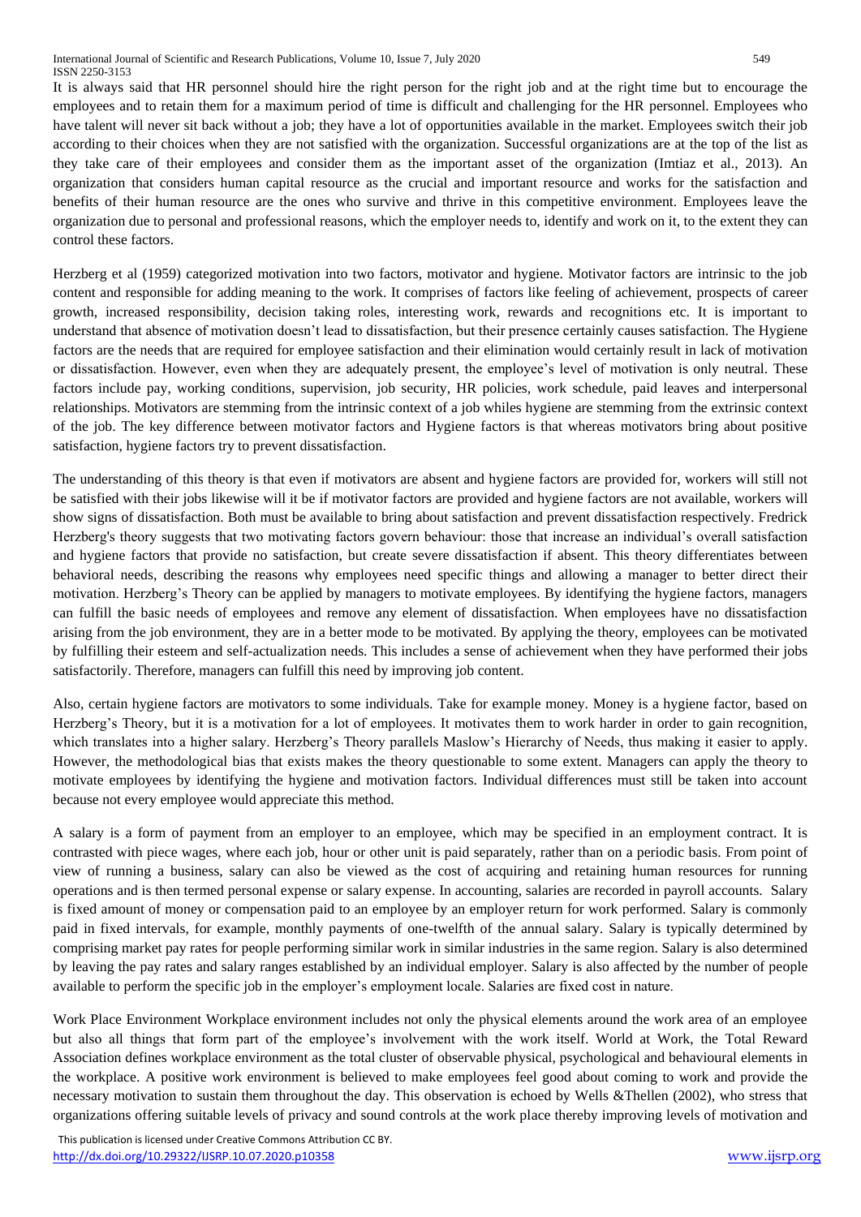It is always said that HR personnel should hire the right person for the right job and at the right time but to encourage the employees and to retain them for a maximum period of time is difficult and challenging for the HR personnel. Employees who have talent will never sit back without a job; they have a lot of opportunities available in the market. Employees switch their job according to their choices when they are not satisfied with the organization. Successful organizations are at the top of the list as they take care of their employees and consider them as the important asset of the organization (Imtiaz et al., 2013). An organization that considers human capital resource as the crucial and important resource and works for the satisfaction and benefits of their human resource are the ones who survive and thrive in this competitive environment. Employees leave the organization due to personal and professional reasons, which the employer needs to, identify and work on it, to the extent they can control these factors.

Herzberg et al (1959) categorized motivation into two factors, motivator and hygiene. Motivator factors are intrinsic to the job content and responsible for adding meaning to the work. It comprises of factors like feeling of achievement, prospects of career growth, increased responsibility, decision taking roles, interesting work, rewards and recognitions etc. It is important to understand that absence of motivation doesn't lead to dissatisfaction, but their presence certainly causes satisfaction. The Hygiene factors are the needs that are required for employee satisfaction and their elimination would certainly result in lack of motivation or dissatisfaction. However, even when they are adequately present, the employee's level of motivation is only neutral. These factors include pay, working conditions, supervision, job security, HR policies, work schedule, paid leaves and interpersonal relationships. Motivators are stemming from the intrinsic context of a job whiles hygiene are stemming from the extrinsic context of the job. The key difference between motivator factors and Hygiene factors is that whereas motivators bring about positive satisfaction, hygiene factors try to prevent dissatisfaction.

The understanding of this theory is that even if motivators are absent and hygiene factors are provided for, workers will still not be satisfied with their jobs likewise will it be if motivator factors are provided and hygiene factors are not available, workers will show signs of dissatisfaction. Both must be available to bring about satisfaction and prevent dissatisfaction respectively. Fredrick Herzberg's theory suggests that two motivating factors govern behaviour: those that increase an individual's overall satisfaction and hygiene factors that provide no satisfaction, but create severe dissatisfaction if absent. This theory differentiates between behavioral needs, describing the reasons why employees need specific things and allowing a manager to better direct their motivation. Herzberg's Theory can be applied by managers to motivate employees. By identifying the hygiene factors, managers can fulfill the basic needs of employees and remove any element of dissatisfaction. When employees have no dissatisfaction arising from the job environment, they are in a better mode to be motivated. By applying the theory, employees can be motivated by fulfilling their esteem and self-actualization needs. This includes a sense of achievement when they have performed their jobs satisfactorily. Therefore, managers can fulfill this need by improving job content.

Also, certain hygiene factors are motivators to some individuals. Take for example money. Money is a hygiene factor, based on Herzberg's Theory, but it is a motivation for a lot of employees. It motivates them to work harder in order to gain recognition, which translates into a higher salary. Herzberg's Theory parallels Maslow's Hierarchy of Needs, thus making it easier to apply. However, the methodological bias that exists makes the theory questionable to some extent. Managers can apply the theory to motivate employees by identifying the hygiene and motivation factors. Individual differences must still be taken into account because not every employee would appreciate this method.

A salary is a form of payment from an employer to an employee, which may be specified in an employment contract. It is contrasted with piece wages, where each job, hour or other unit is paid separately, rather than on a periodic basis. From point of view of running a business, salary can also be viewed as the cost of acquiring and retaining human resources for running operations and is then termed personal expense or salary expense. In accounting, salaries are recorded in payroll accounts. Salary is fixed amount of money or compensation paid to an employee by an employer return for work performed. Salary is commonly paid in fixed intervals, for example, monthly payments of one-twelfth of the annual salary. Salary is typically determined by comprising market pay rates for people performing similar work in similar industries in the same region. Salary is also determined by leaving the pay rates and salary ranges established by an individual employer. Salary is also affected by the number of people available to perform the specific job in the employer's employment locale. Salaries are fixed cost in nature.

Work Place Environment Workplace environment includes not only the physical elements around the work area of an employee but also all things that form part of the employee's involvement with the work itself. World at Work, the Total Reward Association defines workplace environment as the total cluster of observable physical, psychological and behavioural elements in the workplace. A positive work environment is believed to make employees feel good about coming to work and provide the necessary motivation to sustain them throughout the day. This observation is echoed by Wells &Thellen (2002), who stress that organizations offering suitable levels of privacy and sound controls at the work place thereby improving levels of motivation and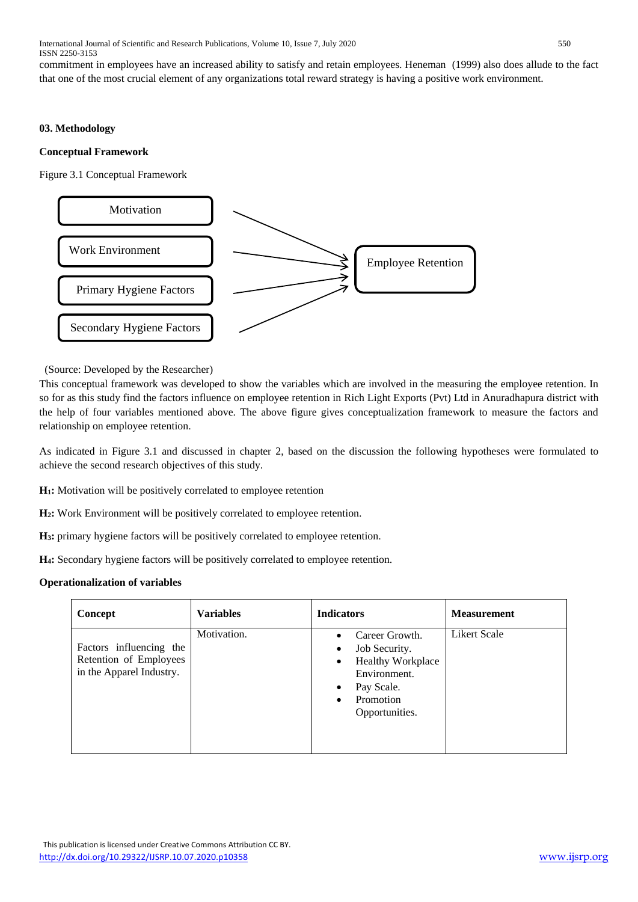commitment in employees have an increased ability to satisfy and retain employees. Heneman (1999) also does allude to the fact that one of the most crucial element of any organizations total reward strategy is having a positive work environment.

## 03. Methodology

### Conceptual Framework

Figure 3.1 Conceptual Framework

Motivation

Work Environment

Primary Hygiene Factors

Secondary Hygiene Factors

Employee Retention

(Source: Developed by the Researcher)

This conceptual framework was developed to show the variables which are involved in the measuring the employee retention. In so for as this study find the factors influence on employee retention in Rich Light Exports (Pvt) Ltd in Anuradhapura district with the help of four variables mentioned above. The above figure gives conceptualization framework to measure the factors and relationship on employee retention.

As indicated in Figure 3.1 and discussed in chapter 2, based on the discussion the following hypotheses were formulated to achieve the second research objectives of this study.

**$H_1$:** Motivation will be positively correlated to employee retention

**$H_2$:** Work Environment will be positively correlated to employee retention.

**$H_3$:** primary hygiene factors will be positively correlated to employee retention.

**$H_4$:** Secondary hygiene factors will be positively correlated to employee retention.

### Operationalization of variables

| Concept | Variables | Indicators | Measurement |
|---|---|---|---|
| Factors influencing the Retention of Employees in the Apparel Industry. | Motivation. | • Career Growth.<br>• Job Security.<br>• Healthy Workplace Environment.<br>• Pay Scale.<br>• Promotion Opportunities. | Likert Scale |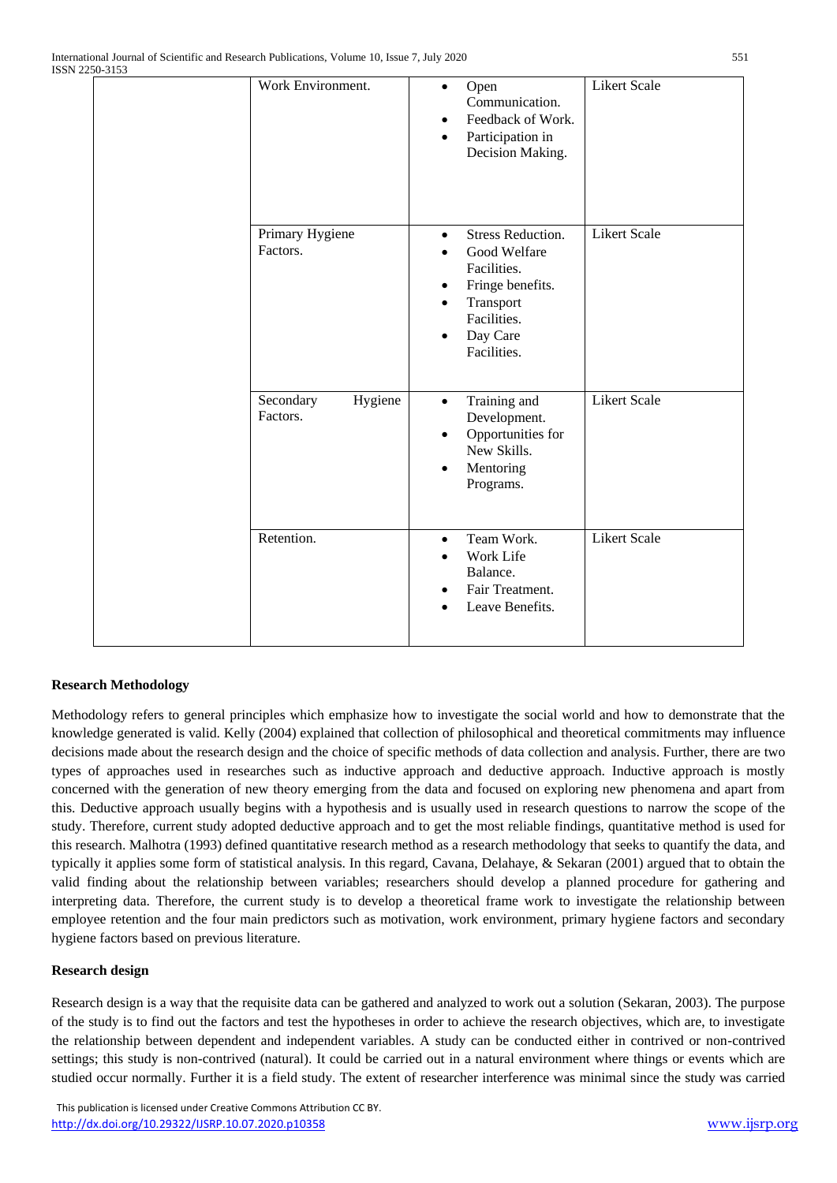|  | Work Environment. | • Open Communication.<br>• Feedback of Work.<br>• Participation in Decision Making. | Likert Scale |
|---|---|---|---|
|  | Primary Hygiene Factors. | • Stress Reduction.<br>• Good Welfare Facilities.<br>• Fringe benefits.<br>• Transport Facilities.<br>• Day Care Facilities. | Likert Scale |
|  | Secondary Hygiene Factors. | • Training and Development.<br>• Opportunities for New Skills.<br>• Mentoring Programs. | Likert Scale |
|  | Retention. | • Team Work.<br>• Work Life Balance.<br>• Fair Treatment.<br>• Leave Benefits. | Likert Scale |

**Research Methodology**

Methodology refers to general principles which emphasize how to investigate the social world and how to demonstrate that the knowledge generated is valid. Kelly (2004) explained that collection of philosophical and theoretical commitments may influence decisions made about the research design and the choice of specific methods of data collection and analysis. Further, there are two types of approaches used in researches such as inductive approach and deductive approach. Inductive approach is mostly concerned with the generation of new theory emerging from the data and focused on exploring new phenomena and apart from this. Deductive approach usually begins with a hypothesis and is usually used in research questions to narrow the scope of the study. Therefore, current study adopted deductive approach and to get the most reliable findings, quantitative method is used for this research. Malhotra (1993) defined quantitative research method as a research methodology that seeks to quantify the data, and typically it applies some form of statistical analysis. In this regard, Cavana, Delahaye, & Sekaran (2001) argued that to obtain the valid finding about the relationship between variables; researchers should develop a planned procedure for gathering and interpreting data. Therefore, the current study is to develop a theoretical frame work to investigate the relationship between employee retention and the four main predictors such as motivation, work environment, primary hygiene factors and secondary hygiene factors based on previous literature.

**Research design**

Research design is a way that the requisite data can be gathered and analyzed to work out a solution (Sekaran, 2003). The purpose of the study is to find out the factors and test the hypotheses in order to achieve the research objectives, which are, to investigate the relationship between dependent and independent variables. A study can be conducted either in contrived or non-contrived settings; this study is non-contrived (natural). It could be carried out in a natural environment where things or events which are studied occur normally. Further it is a field study. The extent of researcher interference was minimal since the study was carried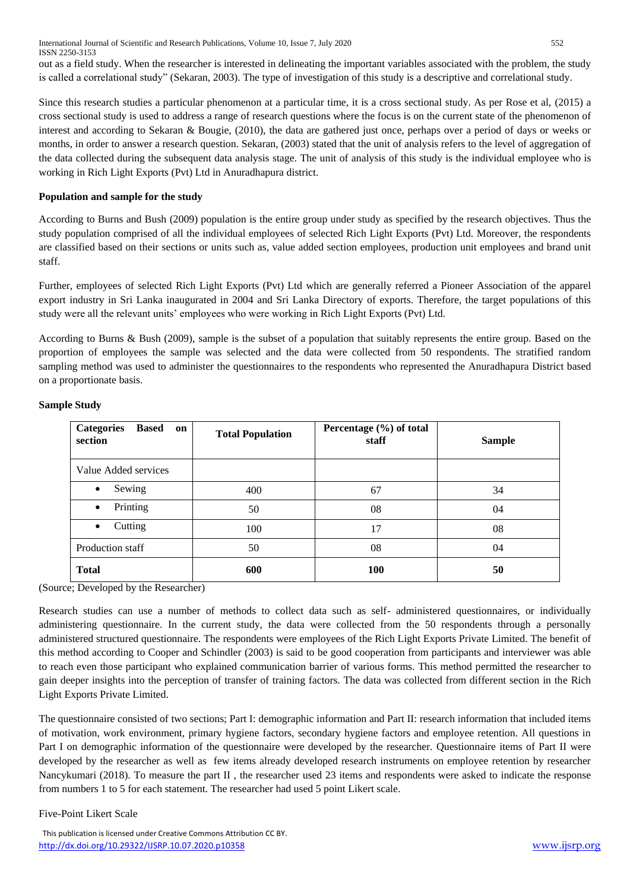out as a field study. When the researcher is interested in delineating the important variables associated with the problem, the study is called a correlational study" (Sekaran, 2003). The type of investigation of this study is a descriptive and correlational study.

Since this research studies a particular phenomenon at a particular time, it is a cross sectional study. As per Rose et al, (2015) a cross sectional study is used to address a range of research questions where the focus is on the current state of the phenomenon of interest and according to Sekaran & Bougie, (2010), the data are gathered just once, perhaps over a period of days or weeks or months, in order to answer a research question. Sekaran, (2003) stated that the unit of analysis refers to the level of aggregation of the data collected during the subsequent data analysis stage. The unit of analysis of this study is the individual employee who is working in Rich Light Exports (Pvt) Ltd in Anuradhapura district.

**Population and sample for the study**

According to Burns and Bush (2009) population is the entire group under study as specified by the research objectives. Thus the study population comprised of all the individual employees of selected Rich Light Exports (Pvt) Ltd. Moreover, the respondents are classified based on their sections or units such as, value added section employees, production unit employees and brand unit staff.

Further, employees of selected Rich Light Exports (Pvt) Ltd which are generally referred a Pioneer Association of the apparel export industry in Sri Lanka inaugurated in 2004 and Sri Lanka Directory of exports. Therefore, the target populations of this study were all the relevant units' employees who were working in Rich Light Exports (Pvt) Ltd.

According to Burns & Bush (2009), sample is the subset of a population that suitably represents the entire group. Based on the proportion of employees the sample was selected and the data were collected from 50 respondents. The stratified random sampling method was used to administer the questionnaires to the respondents who represented the Anuradhapura District based on a proportionate basis.

**Sample Study**

| Categories Based on section | Total Population | Percentage (%) of total staff | Sample |
|---|---|---|---|
| Value Added services | | | |
| • Sewing | 400 | 67 | 34 |
| • Printing | 50 | 08 | 04 |
| • Cutting | 100 | 17 | 08 |
| Production staff | 50 | 08 | 04 |
| **Total** | **600** | **100** | **50** |

(Source; Developed by the Researcher)

Research studies can use a number of methods to collect data such as self- administered questionnaires, or individually administering questionnaire. In the current study, the data were collected from the 50 respondents through a personally administered structured questionnaire. The respondents were employees of the Rich Light Exports Private Limited. The benefit of this method according to Cooper and Schindler (2003) is said to be good cooperation from participants and interviewer was able to reach even those participant who explained communication barrier of various forms. This method permitted the researcher to gain deeper insights into the perception of transfer of training factors. The data was collected from different section in the Rich Light Exports Private Limited.

The questionnaire consisted of two sections; Part I: demographic information and Part II: research information that included items of motivation, work environment, primary hygiene factors, secondary hygiene factors and employee retention. All questions in Part I on demographic information of the questionnaire were developed by the researcher. Questionnaire items of Part II were developed by the researcher as well as few items already developed research instruments on employee retention by researcher Nancykumari (2018). To measure the part II , the researcher used 23 items and respondents were asked to indicate the response from numbers 1 to 5 for each statement. The researcher had used 5 point Likert scale.

Five-Point Likert Scale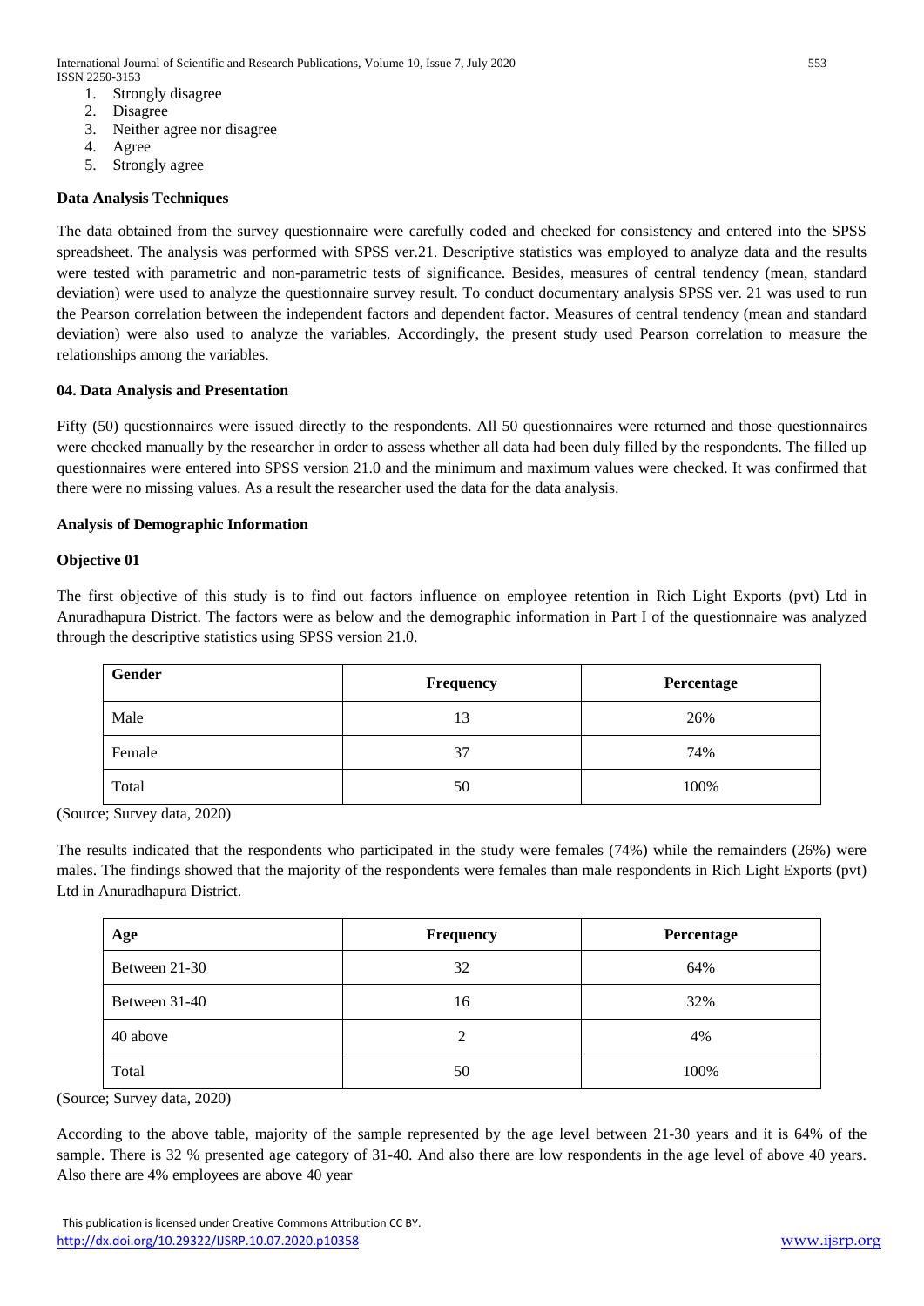1. Strongly disagree
2. Disagree
3. Neither agree nor disagree
4. Agree
5. Strongly agree

**Data Analysis Techniques**

The data obtained from the survey questionnaire were carefully coded and checked for consistency and entered into the SPSS spreadsheet. The analysis was performed with SPSS ver.21. Descriptive statistics was employed to analyze data and the results were tested with parametric and non-parametric tests of significance. Besides, measures of central tendency (mean, standard deviation) were used to analyze the questionnaire survey result. To conduct documentary analysis SPSS ver. 21 was used to run the Pearson correlation between the independent factors and dependent factor. Measures of central tendency (mean and standard deviation) were also used to analyze the variables. Accordingly, the present study used Pearson correlation to measure the relationships among the variables.

## 04. Data Analysis and Presentation

Fifty (50) questionnaires were issued directly to the respondents. All 50 questionnaires were returned and those questionnaires were checked manually by the researcher in order to assess whether all data had been duly filled by the respondents. The filled up questionnaires were entered into SPSS version 21.0 and the minimum and maximum values were checked. It was confirmed that there were no missing values. As a result the researcher used the data for the data analysis.

### Analysis of Demographic Information

### Objective 01

The first objective of this study is to find out factors influence on employee retention in Rich Light Exports (pvt) Ltd in Anuradhapura District. The factors were as below and the demographic information in Part I of the questionnaire was analyzed through the descriptive statistics using SPSS version 21.0.

| Gender | Frequency | Percentage |
|---|---|---|
| Male | 13 | 26% |
| Female | 37 | 74% |
| Total | 50 | 100% |

(Source; Survey data, 2020)

The results indicated that the respondents who participated in the study were females (74%) while the remainders (26%) were males. The findings showed that the majority of the respondents were females than male respondents in Rich Light Exports (pvt) Ltd in Anuradhapura District.

| Age | Frequency | Percentage |
|---|---|---|
| Between 21-30 | 32 | 64% |
| Between 31-40 | 16 | 32% |
| 40 above | 2 | 4% |
| Total | 50 | 100% |

(Source; Survey data, 2020)

According to the above table, majority of the sample represented by the age level between 21-30 years and it is 64% of the sample. There is 32 % presented age category of 31-40. And also there are low respondents in the age level of above 40 years. Also there are 4% employees are above 40 year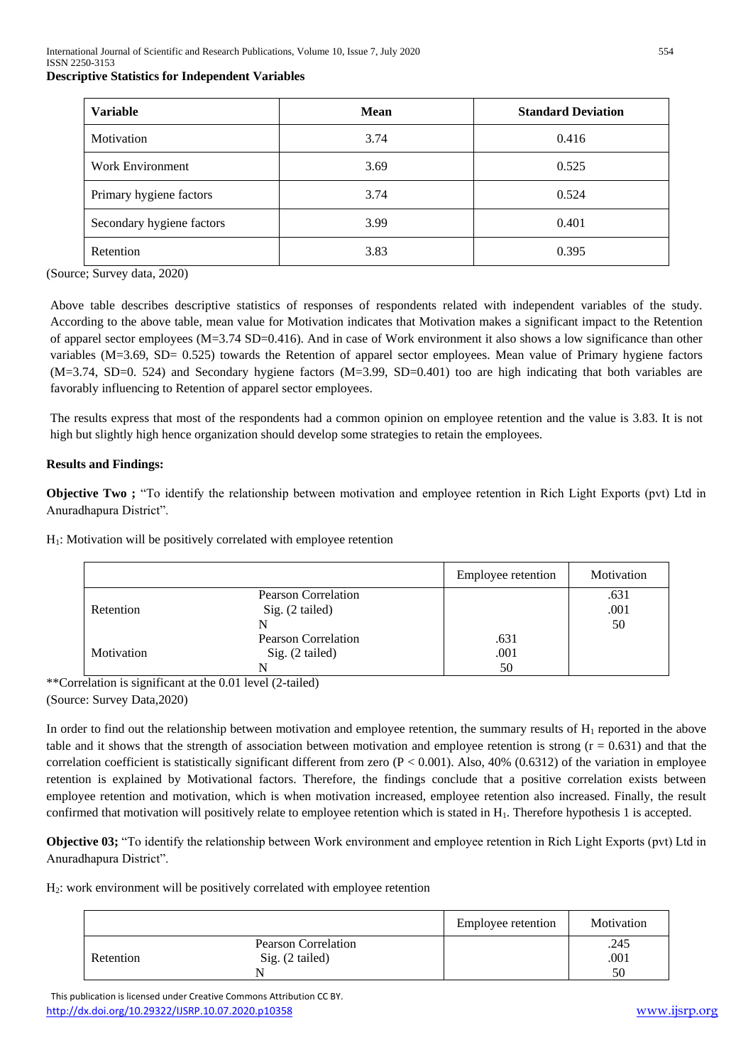**Descriptive Statistics for Independent Variables**

| Variable | Mean | Standard Deviation |
|---|---|---|
| Motivation | 3.74 | 0.416 |
| Work Environment | 3.69 | 0.525 |
| Primary hygiene factors | 3.74 | 0.524 |
| Secondary hygiene factors | 3.99 | 0.401 |
| Retention | 3.83 | 0.395 |

(Source; Survey data, 2020)

Above table describes descriptive statistics of responses of respondents related with independent variables of the study. According to the above table, mean value for Motivation indicates that Motivation makes a significant impact to the Retention of apparel sector employees (M=3.74 SD=0.416). And in case of Work environment it also shows a low significance than other variables (M=3.69, SD= 0.525) towards the Retention of apparel sector employees. Mean value of Primary hygiene factors (M=3.74, SD=0. 524) and Secondary hygiene factors (M=3.99, SD=0.401) too are high indicating that both variables are favorably influencing to Retention of apparel sector employees.

The results express that most of the respondents had a common opinion on employee retention and the value is 3.83. It is not high but slightly high hence organization should develop some strategies to retain the employees.

**Results and Findings:**

**Objective Two ;** "To identify the relationship between motivation and employee retention in Rich Light Exports (pvt) Ltd in Anuradhapura District".

$H_1$: Motivation will be positively correlated with employee retention

| | | Employee retention | Motivation |
|---|---|---|---|
| Retention | Pearson Correlation | | .631 |
| | Sig. (2 tailed) | | .001 |
| | N | | 50 |
| Motivation | Pearson Correlation | .631 | |
| | Sig. (2 tailed) | .001 | |
| | N | 50 | |

**Correlation is significant at the 0.01 level (2-tailed)
(Source: Survey Data,2020)

In order to find out the relationship between motivation and employee retention, the summary results of $H_1$ reported in the above table and it shows that the strength of association between motivation and employee retention is strong ($r = 0.631$) and that the correlation coefficient is statistically significant different from zero ($P < 0.001$). Also, 40% ($0.631^2$) of the variation in employee retention is explained by Motivational factors. Therefore, the findings conclude that a positive correlation exists between employee retention and motivation, which is when motivation increased, employee retention also increased. Finally, the result confirmed that motivation will positively relate to employee retention which is stated in $H_1$. Therefore hypothesis 1 is accepted.

**Objective 03;** "To identify the relationship between Work environment and employee retention in Rich Light Exports (pvt) Ltd in Anuradhapura District".

$H_2$: work environment will be positively correlated with employee retention

| | | Employee retention | Motivation |
|---|---|---|---|
| Retention | Pearson Correlation | | .245 |
| | Sig. (2 tailed) | | .001 |
| | N | | 50 |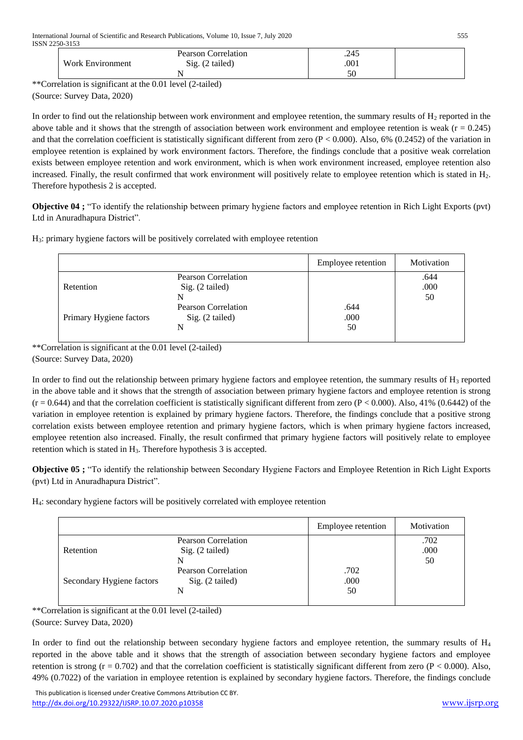| | | | |
|---|---|---|---|
| Work Environment | Pearson Correlation<br>Sig. (2 tailed)<br>N | .245<br>.001<br>50 | |

**Correlation is significant at the 0.01 level (2-tailed)
(Source: Survey Data, 2020)

In order to find out the relationship between work environment and employee retention, the summary results of $H_2$ reported in the above table and it shows that the strength of association between work environment and employee retention is weak ($r = 0.245$) and that the correlation coefficient is statistically significant different from zero ($P < 0.000$). Also, 6% ($0.245^2$) of the variation in employee retention is explained by work environment factors. Therefore, the findings conclude that a positive weak correlation exists between employee retention and work environment, which is when work environment increased, employee retention also increased. Finally, the result confirmed that work environment will positively relate to employee retention which is stated in $H_2$. Therefore hypothesis 2 is accepted.

**Objective 04 ;** "To identify the relationship between primary hygiene factors and employee retention in Rich Light Exports (pvt) Ltd in Anuradhapura District".

$H_3$: primary hygiene factors will be positively correlated with employee retention

| | | Employee retention | Motivation |
|---|---|---|---|
| Retention | Pearson Correlation<br>Sig. (2 tailed)<br>N | | .644<br>.000<br>50 |
| Primary Hygiene factors | Pearson Correlation<br>Sig. (2 tailed)<br>N | .644<br>.000<br>50 | |

**Correlation is significant at the 0.01 level (2-tailed)
(Source: Survey Data, 2020)

In order to find out the relationship between primary hygiene factors and employee retention, the summary results of $H_3$ reported in the above table and it shows that the strength of association between primary hygiene factors and employee retention is strong ($r = 0.644$) and that the correlation coefficient is statistically significant different from zero ($P < 0.000$). Also, 41% ($0.644^2$) of the variation in employee retention is explained by primary hygiene factors. Therefore, the findings conclude that a positive strong correlation exists between employee retention and primary hygiene factors, which is when primary hygiene factors increased, employee retention also increased. Finally, the result confirmed that primary hygiene factors will positively relate to employee retention which is stated in $H_3$. Therefore hypothesis 3 is accepted.

**Objective 05 ;** "To identify the relationship between Secondary Hygiene Factors and Employee Retention in Rich Light Exports (pvt) Ltd in Anuradhapura District".

$H_4$: secondary hygiene factors will be positively correlated with employee retention

| | | Employee retention | Motivation |
|---|---|---|---|
| Retention | Pearson Correlation<br>Sig. (2 tailed)<br>N | | .702<br>.000<br>50 |
| Secondary Hygiene factors | Pearson Correlation<br>Sig. (2 tailed)<br>N | .702<br>.000<br>50 | |

**Correlation is significant at the 0.01 level (2-tailed)
(Source: Survey Data, 2020)

In order to find out the relationship between secondary hygiene factors and employee retention, the summary results of $H_4$ reported in the above table and it shows that the strength of association between secondary hygiene factors and employee retention is strong ($r = 0.702$) and that the correlation coefficient is statistically significant different from zero ($P < 0.000$). Also, 49% ($0.702^2$) of the variation in employee retention is explained by secondary hygiene factors. Therefore, the findings conclude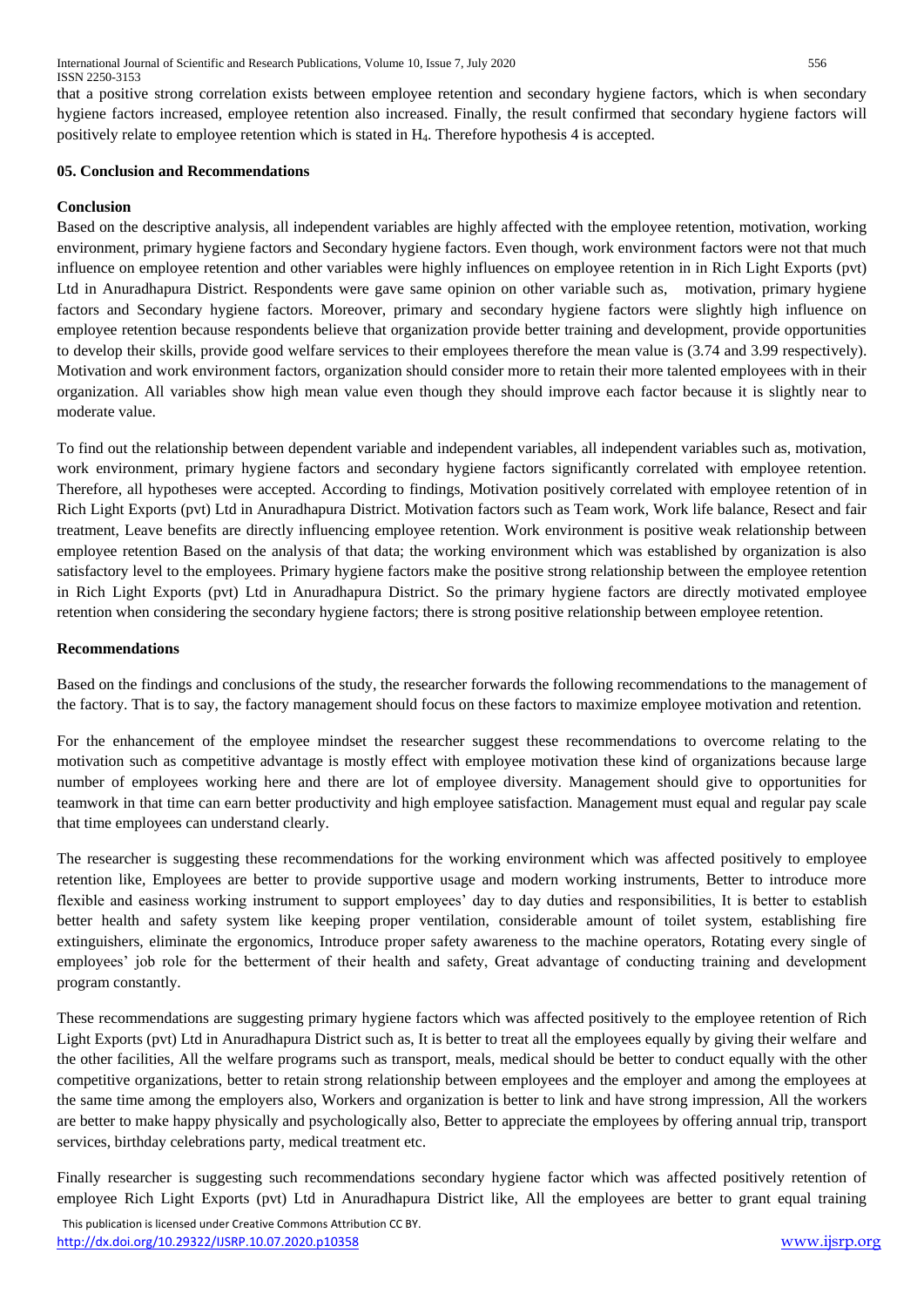that a positive strong correlation exists between employee retention and secondary hygiene factors, which is when secondary hygiene factors increased, employee retention also increased. Finally, the result confirmed that secondary hygiene factors will positively relate to employee retention which is stated in $H_4$. Therefore hypothesis 4 is accepted.

## 05. Conclusion and Recommendations

### Conclusion

Based on the descriptive analysis, all independent variables are highly affected with the employee retention, motivation, working environment, primary hygiene factors and Secondary hygiene factors. Even though, work environment factors were not that much influence on employee retention and other variables were highly influences on employee retention in in Rich Light Exports (pvt) Ltd in Anuradhapura District. Respondents were gave same opinion on other variable such as, motivation, primary hygiene factors and Secondary hygiene factors. Moreover, primary and secondary hygiene factors were slightly high influence on employee retention because respondents believe that organization provide better training and development, provide opportunities to develop their skills, provide good welfare services to their employees therefore the mean value is (3.74 and 3.99 respectively). Motivation and work environment factors, organization should consider more to retain their more talented employees with in their organization. All variables show high mean value even though they should improve each factor because it is slightly near to moderate value.

To find out the relationship between dependent variable and independent variables, all independent variables such as, motivation, work environment, primary hygiene factors and secondary hygiene factors significantly correlated with employee retention. Therefore, all hypotheses were accepted. According to findings, Motivation positively correlated with employee retention of in Rich Light Exports (pvt) Ltd in Anuradhapura District. Motivation factors such as Team work, Work life balance, Resect and fair treatment, Leave benefits are directly influencing employee retention. Work environment is positive weak relationship between employee retention Based on the analysis of that data; the working environment which was established by organization is also satisfactory level to the employees. Primary hygiene factors make the positive strong relationship between the employee retention in Rich Light Exports (pvt) Ltd in Anuradhapura District. So the primary hygiene factors are directly motivated employee retention when considering the secondary hygiene factors; there is strong positive relationship between employee retention.

### Recommendations

Based on the findings and conclusions of the study, the researcher forwards the following recommendations to the management of the factory. That is to say, the factory management should focus on these factors to maximize employee motivation and retention.

For the enhancement of the employee mindset the researcher suggest these recommendations to overcome relating to the motivation such as competitive advantage is mostly effect with employee motivation these kind of organizations because large number of employees working here and there are lot of employee diversity. Management should give to opportunities for teamwork in that time can earn better productivity and high employee satisfaction. Management must equal and regular pay scale that time employees can understand clearly.

The researcher is suggesting these recommendations for the working environment which was affected positively to employee retention like, Employees are better to provide supportive usage and modern working instruments, Better to introduce more flexible and easiness working instrument to support employees' day to day duties and responsibilities, It is better to establish better health and safety system like keeping proper ventilation, considerable amount of toilet system, establishing fire extinguishers, eliminate the ergonomics, Introduce proper safety awareness to the machine operators, Rotating every single of employees' job role for the betterment of their health and safety, Great advantage of conducting training and development program constantly.

These recommendations are suggesting primary hygiene factors which was affected positively to the employee retention of Rich Light Exports (pvt) Ltd in Anuradhapura District such as, It is better to treat all the employees equally by giving their welfare and the other facilities, All the welfare programs such as transport, meals, medical should be better to conduct equally with the other competitive organizations, better to retain strong relationship between employees and the employer and among the employees at the same time among the employers also, Workers and organization is better to link and have strong impression, All the workers are better to make happy physically and psychologically also, Better to appreciate the employees by offering annual trip, transport services, birthday celebrations party, medical treatment etc.

Finally researcher is suggesting such recommendations secondary hygiene factor which was affected positively retention of employee Rich Light Exports (pvt) Ltd in Anuradhapura District like, All the employees are better to grant equal training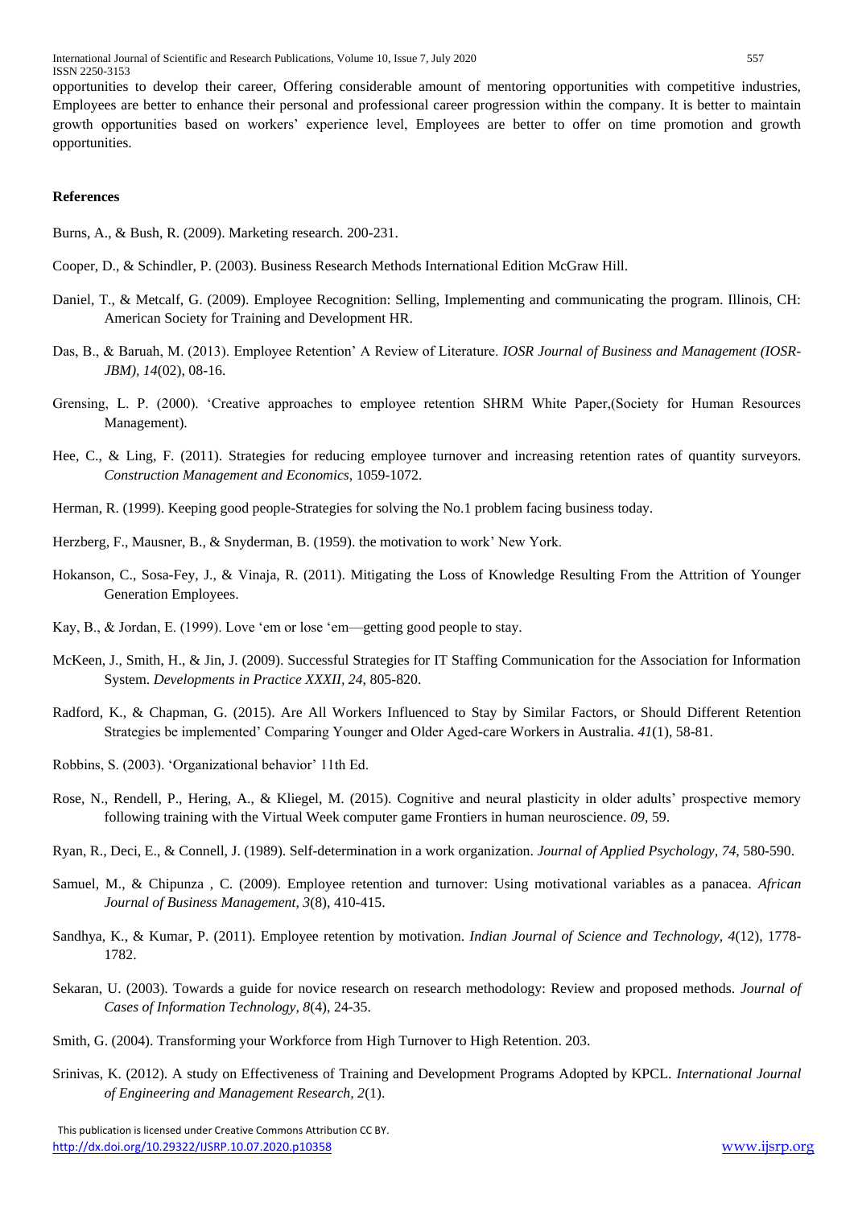opportunities to develop their career, Offering considerable amount of mentoring opportunities with competitive industries, Employees are better to enhance their personal and professional career progression within the company. It is better to maintain growth opportunities based on workers' experience level, Employees are better to offer on time promotion and growth opportunities.

## References

Burns, A., & Bush, R. (2009). Marketing research. 200-231.

Cooper, D., & Schindler, P. (2003). Business Research Methods International Edition McGraw Hill.

Daniel, T., & Metcalf, G. (2009). Employee Recognition: Selling, Implementing and communicating the program. Illinois, CH: American Society for Training and Development HR.

Das, B., & Baruah, M. (2013). Employee Retention' A Review of Literature. *IOSR Journal of Business and Management (IOSR-JBM), 14*(02), 08-16.

Grensing, L. P. (2000). 'Creative approaches to employee retention SHRM White Paper,(Society for Human Resources Management).

Hee, C., & Ling, F. (2011). Strategies for reducing employee turnover and increasing retention rates of quantity surveyors. *Construction Management and Economics*, 1059-1072.

Herman, R. (1999). Keeping good people-Strategies for solving the No.1 problem facing business today.

Herzberg, F., Mausner, B., & Snyderman, B. (1959). the motivation to work' New York.

Hokanson, C., Sosa-Fey, J., & Vinaja, R. (2011). Mitigating the Loss of Knowledge Resulting From the Attrition of Younger Generation Employees.

Kay, B., & Jordan, E. (1999). Love 'em or lose 'em—getting good people to stay.

McKeen, J., Smith, H., & Jin, J. (2009). Successful Strategies for IT Staffing Communication for the Association for Information System. *Developments in Practice XXXII, 24*, 805-820.

Radford, K., & Chapman, G. (2015). Are All Workers Influenced to Stay by Similar Factors, or Should Different Retention Strategies be implemented' Comparing Younger and Older Aged-care Workers in Australia. *41*(1), 58-81.

Robbins, S. (2003). 'Organizational behavior' 11th Ed.

Rose, N., Rendell, P., Hering, A., & Kliegel, M. (2015). Cognitive and neural plasticity in older adults' prospective memory following training with the Virtual Week computer game Frontiers in human neuroscience. *09*, 59.

Ryan, R., Deci, E., & Connell, J. (1989). Self-determination in a work organization. *Journal of Applied Psychology, 74*, 580-590.

Samuel, M., & Chipunza , C. (2009). Employee retention and turnover: Using motivational variables as a panacea. *African Journal of Business Management, 3*(8), 410-415.

Sandhya, K., & Kumar, P. (2011). Employee retention by motivation. *Indian Journal of Science and Technology, 4*(12), 1778-1782.

Sekaran, U. (2003). Towards a guide for novice research on research methodology: Review and proposed methods. *Journal of Cases of Information Technology, 8*(4), 24-35.

Smith, G. (2004). Transforming your Workforce from High Turnover to High Retention. 203.

Srinivas, K. (2012). A study on Effectiveness of Training and Development Programs Adopted by KPCL. *International Journal of Engineering and Management Research, 2*(1).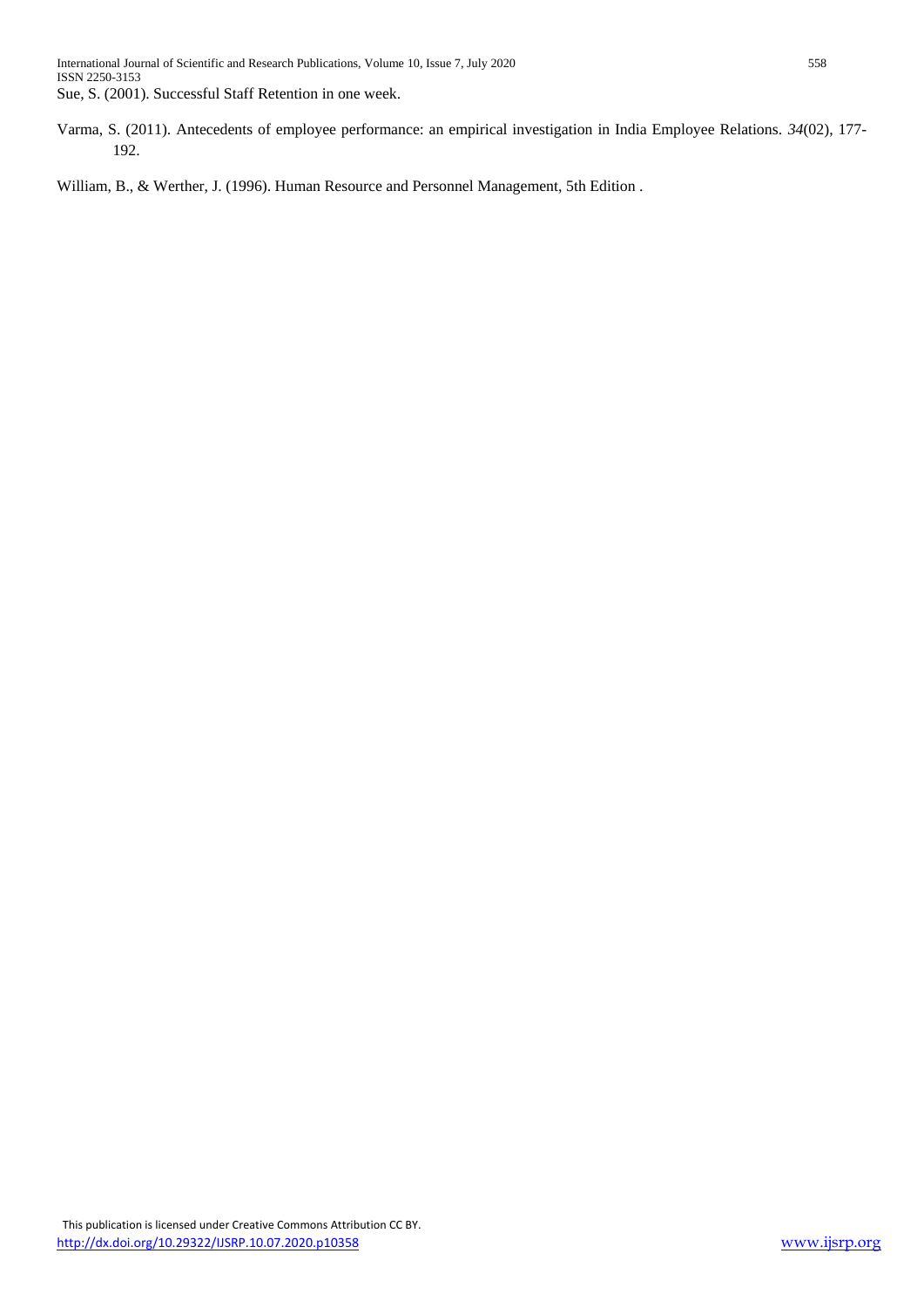Sue, S. (2001). Successful Staff Retention in one week.

Varma, S. (2011). Antecedents of employee performance: an empirical investigation in India Employee Relations. *34*(02), 177-192.

William, B., & Werther, J. (1996). Human Resource and Personnel Management, 5th Edition .